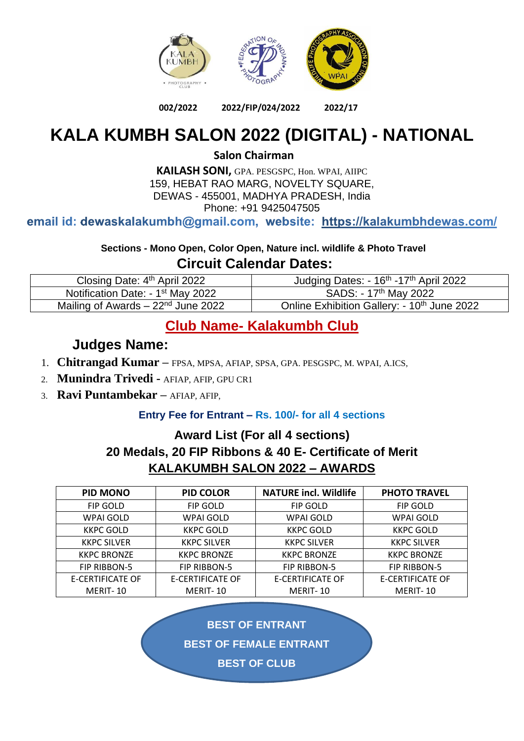002/2022 2022/FIP/024/2022 2022/17

# KALA KUMBH SALON 2022 (DIGITAL) - NATIONAL

**Salon Chairman**

**KAILASH SONI,** GPA. PESGSPC, Hon. WPAI, AIIPC
159, HEBAT RAO MARG, NOVELTY SQUARE,
DEWAS - 455001, MADHYA PRADESH, India
Phone: +91 9425047505

**email id: dewaskalakumbh@gmail.com, website: https://kalakumbhdewas.com/**

**Sections - Mono Open, Color Open, Nature incl. wildlife & Photo Travel**

## Circuit Calendar Dates:

| Closing Date: 4th April 2022 | Judging Dates: - 16th -17th April 2022 |
|---|---|
| Notification Date: - 1st May 2022 | SADS: - 17th May 2022 |
| Mailing of Awards – 22nd June 2022 | Online Exhibition Gallery: - 10th June 2022 |

## Club Name- Kalakumbh Club

## Judges Name:

1. **Chitrangad Kumar** – FPSA, MPSA, AFIAP, SPSA, GPA. PESGSPC, M. WPAI, A.ICS,
2. **Munindra Trivedi** - AFIAP, AFIP, GPU CR1
3. **Ravi Puntambekar** – AFIAP, AFIP,

**Entry Fee for Entrant – Rs. 100/- for all 4 sections**

**Award List (For all 4 sections)**

**20 Medals, 20 FIP Ribbons & 40 E- Certificate of Merit**

**KALAKUMBH SALON 2022 – AWARDS**

| PID MONO | PID COLOR | NATURE incl. Wildlife | PHOTO TRAVEL |
|---|---|---|---|
| FIP GOLD | FIP GOLD | FIP GOLD | FIP GOLD |
| WPAI GOLD | WPAI GOLD | WPAI GOLD | WPAI GOLD |
| KKPC GOLD | KKPC GOLD | KKPC GOLD | KKPC GOLD |
| KKPC SILVER | KKPC SILVER | KKPC SILVER | KKPC SILVER |
| KKPC BRONZE | KKPC BRONZE | KKPC BRONZE | KKPC BRONZE |
| FIP RIBBON-5 | FIP RIBBON-5 | FIP RIBBON-5 | FIP RIBBON-5 |
| E-CERTIFICATE OF MERIT- 10 | E-CERTIFICATE OF MERIT- 10 | E-CERTIFICATE OF MERIT- 10 | E-CERTIFICATE OF MERIT- 10 |

**BEST OF ENTRANT**

**BEST OF FEMALE ENTRANT**

**BEST OF CLUB**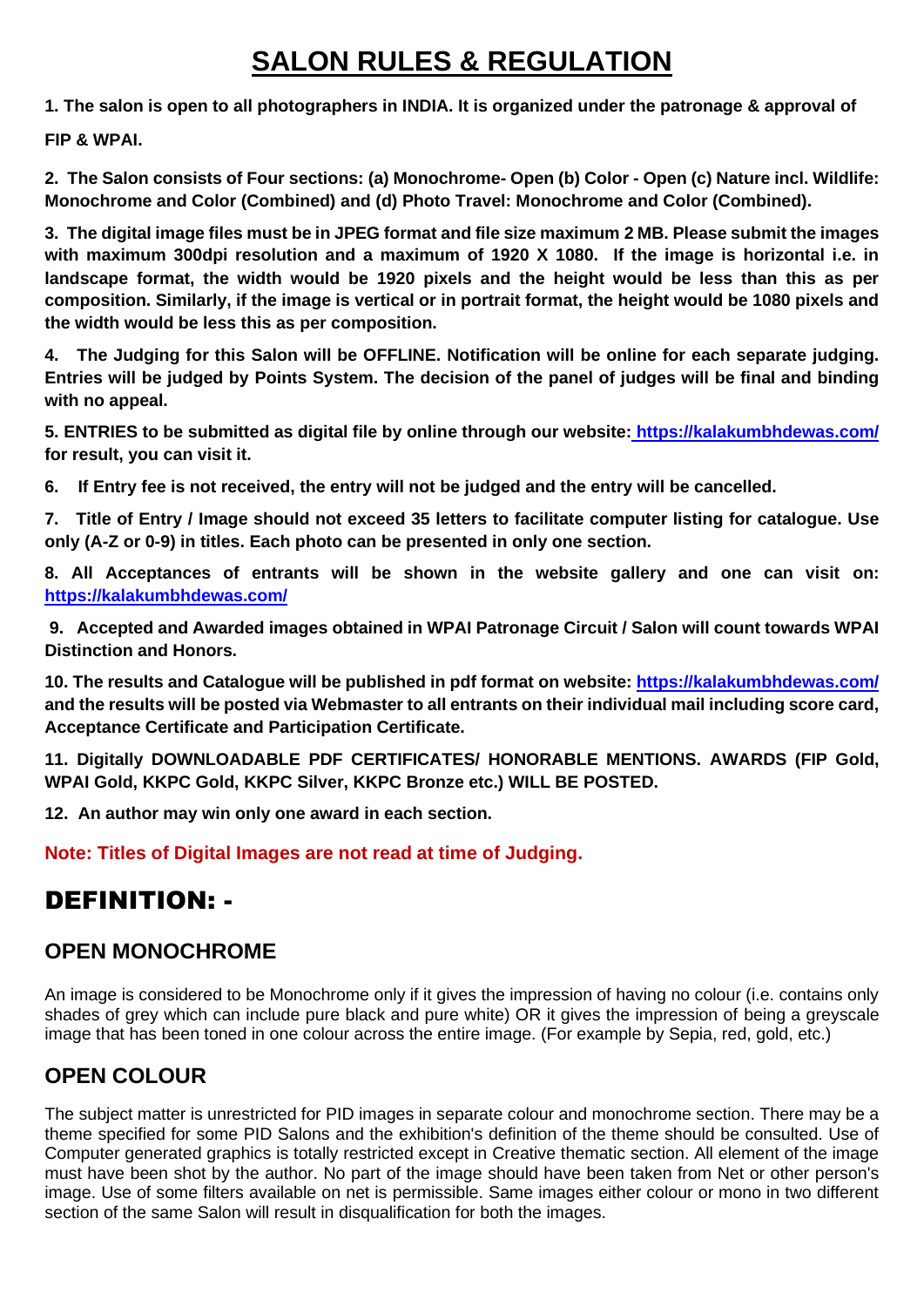# SALON RULES & REGULATION

**1. The salon is open to all photographers in INDIA. It is organized under the patronage & approval of FIP & WPAI.**

**2. The Salon consists of Four sections: (a) Monochrome- Open (b) Color - Open (c) Nature incl. Wildlife: Monochrome and Color (Combined) and (d) Photo Travel: Monochrome and Color (Combined).**

**3. The digital image files must be in JPEG format and file size maximum 2 MB. Please submit the images with maximum 300dpi resolution and a maximum of 1920 X 1080. If the image is horizontal i.e. in landscape format, the width would be 1920 pixels and the height would be less than this as per composition. Similarly, if the image is vertical or in portrait format, the height would be 1080 pixels and the width would be less this as per composition.**

**4. The Judging for this Salon will be OFFLINE. Notification will be online for each separate judging. Entries will be judged by Points System. The decision of the panel of judges will be final and binding with no appeal.**

**5. ENTRIES to be submitted as digital file by online through our website: [https://kalakumbhdewas.com/](https://kalakumbhdewas.com/) for result, you can visit it.**

**6. If Entry fee is not received, the entry will not be judged and the entry will be cancelled.**

**7. Title of Entry / Image should not exceed 35 letters to facilitate computer listing for catalogue. Use only (A-Z or 0-9) in titles. Each photo can be presented in only one section.**

**8. All Acceptances of entrants will be shown in the website gallery and one can visit on: [https://kalakumbhdewas.com/](https://kalakumbhdewas.com/)**

**9. Accepted and Awarded images obtained in WPAI Patronage Circuit / Salon will count towards WPAI Distinction and Honors.**

**10. The results and Catalogue will be published in pdf format on website: [https://kalakumbhdewas.com/](https://kalakumbhdewas.com/) and the results will be posted via Webmaster to all entrants on their individual mail including score card, Acceptance Certificate and Participation Certificate.**

**11. Digitally DOWNLOADABLE PDF CERTIFICATES/ HONORABLE MENTIONS. AWARDS (FIP Gold, WPAI Gold, KKPC Gold, KKPC Silver, KKPC Bronze etc.) WILL BE POSTED.**

**12. An author may win only one award in each section.**

**Note: Titles of Digital Images are not read at time of Judging.**

# DEFINITION: -

## OPEN MONOCHROME

An image is considered to be Monochrome only if it gives the impression of having no colour (i.e. contains only shades of grey which can include pure black and pure white) OR it gives the impression of being a greyscale image that has been toned in one colour across the entire image. (For example by Sepia, red, gold, etc.)

## OPEN COLOUR

The subject matter is unrestricted for PID images in separate colour and monochrome section. There may be a theme specified for some PID Salons and the exhibition's definition of the theme should be consulted. Use of Computer generated graphics is totally restricted except in Creative thematic section. All element of the image must have been shot by the author. No part of the image should have been taken from Net or other person's image. Use of some filters available on net is permissible. Same images either colour or mono in two different section of the same Salon will result in disqualification for both the images.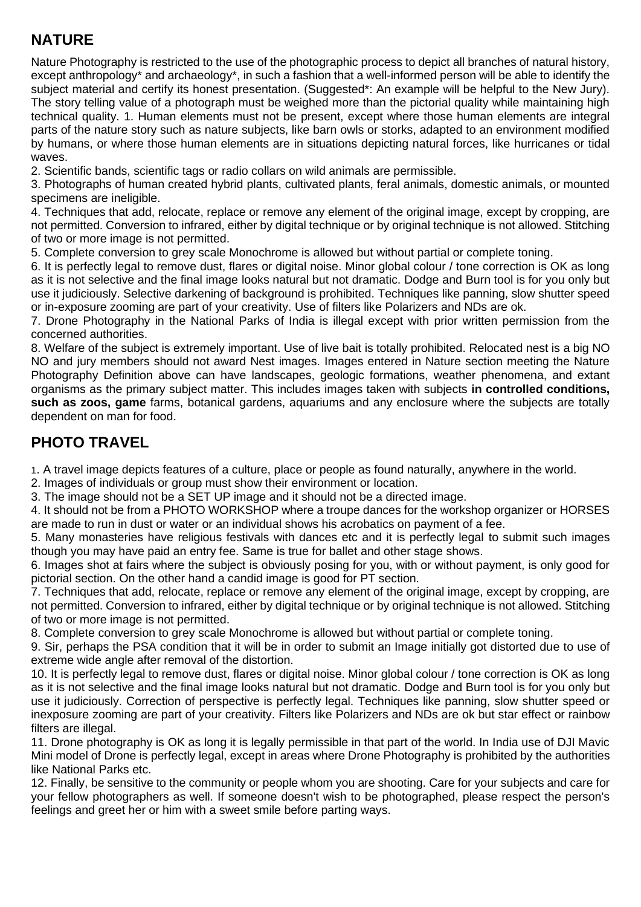## NATURE

Nature Photography is restricted to the use of the photographic process to depict all branches of natural history, except anthropology* and archaeology*, in such a fashion that a well-informed person will be able to identify the subject material and certify its honest presentation. (Suggested*: An example will be helpful to the New Jury). The story telling value of a photograph must be weighed more than the pictorial quality while maintaining high technical quality. 1. Human elements must not be present, except where those human elements are integral parts of the nature story such as nature subjects, like barn owls or storks, adapted to an environment modified by humans, or where those human elements are in situations depicting natural forces, like hurricanes or tidal waves.

2. Scientific bands, scientific tags or radio collars on wild animals are permissible.

3. Photographs of human created hybrid plants, cultivated plants, feral animals, domestic animals, or mounted specimens are ineligible.

4. Techniques that add, relocate, replace or remove any element of the original image, except by cropping, are not permitted. Conversion to infrared, either by digital technique or by original technique is not allowed. Stitching of two or more image is not permitted.

5. Complete conversion to grey scale Monochrome is allowed but without partial or complete toning.

6. It is perfectly legal to remove dust, flares or digital noise. Minor global colour / tone correction is OK as long as it is not selective and the final image looks natural but not dramatic. Dodge and Burn tool is for you only but use it judiciously. Selective darkening of background is prohibited. Techniques like panning, slow shutter speed or in-exposure zooming are part of your creativity. Use of filters like Polarizers and NDs are ok.

7. Drone Photography in the National Parks of India is illegal except with prior written permission from the concerned authorities.

8. Welfare of the subject is extremely important. Use of live bait is totally prohibited. Relocated nest is a big NO NO and jury members should not award Nest images. Images entered in Nature section meeting the Nature Photography Definition above can have landscapes, geologic formations, weather phenomena, and extant organisms as the primary subject matter. This includes images taken with subjects **in controlled conditions, such as zoos, game** farms, botanical gardens, aquariums and any enclosure where the subjects are totally dependent on man for food.

## PHOTO TRAVEL

1. A travel image depicts features of a culture, place or people as found naturally, anywhere in the world.

2. Images of individuals or group must show their environment or location.

3. The image should not be a SET UP image and it should not be a directed image.

4. It should not be from a PHOTO WORKSHOP where a troupe dances for the workshop organizer or HORSES are made to run in dust or water or an individual shows his acrobatics on payment of a fee.

5. Many monasteries have religious festivals with dances etc and it is perfectly legal to submit such images though you may have paid an entry fee. Same is true for ballet and other stage shows.

6. Images shot at fairs where the subject is obviously posing for you, with or without payment, is only good for pictorial section. On the other hand a candid image is good for PT section.

7. Techniques that add, relocate, replace or remove any element of the original image, except by cropping, are not permitted. Conversion to infrared, either by digital technique or by original technique is not allowed. Stitching of two or more image is not permitted.

8. Complete conversion to grey scale Monochrome is allowed but without partial or complete toning.

9. Sir, perhaps the PSA condition that it will be in order to submit an Image initially got distorted due to use of extreme wide angle after removal of the distortion.

10. It is perfectly legal to remove dust, flares or digital noise. Minor global colour / tone correction is OK as long as it is not selective and the final image looks natural but not dramatic. Dodge and Burn tool is for you only but use it judiciously. Correction of perspective is perfectly legal. Techniques like panning, slow shutter speed or inexposure zooming are part of your creativity. Filters like Polarizers and NDs are ok but star effect or rainbow filters are illegal.

11. Drone photography is OK as long it is legally permissible in that part of the world. In India use of DJI Mavic Mini model of Drone is perfectly legal, except in areas where Drone Photography is prohibited by the authorities like National Parks etc.

12. Finally, be sensitive to the community or people whom you are shooting. Care for your subjects and care for your fellow photographers as well. If someone doesn't wish to be photographed, please respect the person's feelings and greet her or him with a sweet smile before parting ways.